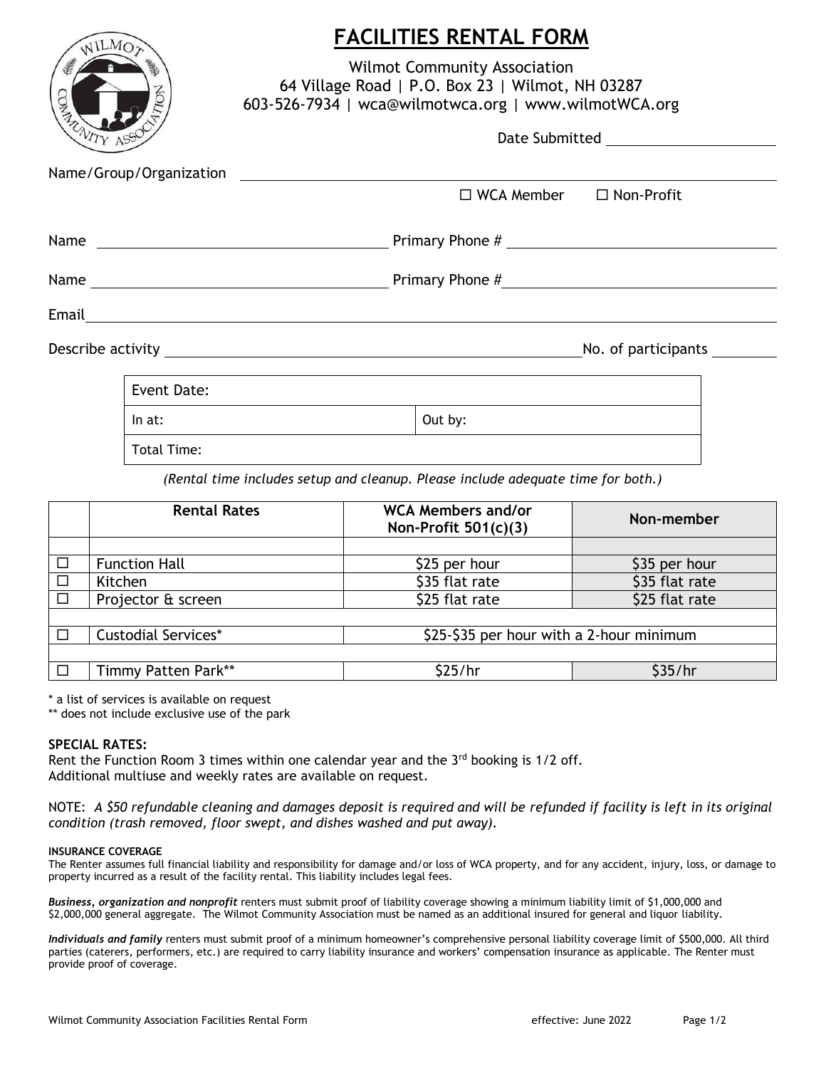# FACILITIES RENTAL FORM

Wilmot Community Association
64 Village Road | P.O. Box 23 | Wilmot, NH 03287
603-526-7934 | wca@wilmotwca.org | www.wilmotWCA.org

Date Submitted \_\_\_\_\_\_\_\_\_\_\_\_\_\_\_\_\_\_\_\_

Name/Group/Organization \_\_\_\_\_\_\_\_\_\_\_\_\_\_\_\_\_\_\_\_\_\_\_\_\_\_\_\_\_\_\_\_\_\_\_\_\_\_\_\_

☐ WCA Member ☐ Non-Profit

Name \_\_\_\_\_\_\_\_\_\_\_\_\_\_\_\_\_\_\_\_\_\_\_\_\_\_\_\_\_\_ Primary Phone # \_\_\_\_\_\_\_\_\_\_\_\_\_\_\_\_\_\_\_\_\_\_\_\_\_\_\_\_\_\_

Name \_\_\_\_\_\_\_\_\_\_\_\_\_\_\_\_\_\_\_\_\_\_\_\_\_\_\_\_\_\_ Primary Phone # \_\_\_\_\_\_\_\_\_\_\_\_\_\_\_\_\_\_\_\_\_\_\_\_\_\_\_\_\_\_

Email \_\_\_\_\_\_\_\_\_\_\_\_\_\_\_\_\_\_\_\_\_\_\_\_\_\_\_\_\_\_\_\_\_\_\_\_\_\_\_\_\_\_\_\_\_\_\_\_\_\_\_\_\_\_\_\_\_\_\_\_

Describe activity \_\_\_\_\_\_\_\_\_\_\_\_\_\_\_\_\_\_\_\_\_\_\_\_\_\_\_\_\_\_\_\_\_\_\_\_\_\_\_\_ No. of participants \_\_\_\_\_\_\_\_

| Event Date: | |
|---|---|
| In at: | Out by: |
| Total Time: | |

*(Rental time includes setup and cleanup. Please include adequate time for both.)*

| | Rental Rates | WCA Members and/or Non-Profit 501(c)(3) | Non-member |
|---|---|---|---|
| | | | |
| ☐ | Function Hall | $25 per hour | $35 per hour |
| ☐ | Kitchen | $35 flat rate | $35 flat rate |
| ☐ | Projector & screen | $25 flat rate | $25 flat rate |
| | | | |
| ☐ | Custodial Services* | $25-$35 per hour with a 2-hour minimum | |
| | | | |
| ☐ | Timmy Patten Park** | $25/hr | $35/hr |

\* a list of services is available on request
\** does not include exclusive use of the park

**SPECIAL RATES:**
Rent the Function Room 3 times within one calendar year and the 3rd booking is 1/2 off.
Additional multiuse and weekly rates are available on request.

NOTE: *A $50 refundable cleaning and damages deposit is required and will be refunded if facility is left in its original condition (trash removed, floor swept, and dishes washed and put away).*

**INSURANCE COVERAGE**
The Renter assumes full financial liability and responsibility for damage and/or loss of WCA property, and for any accident, injury, loss, or damage to property incurred as a result of the facility rental. This liability includes legal fees.

***Business, organization and nonprofit*** renters must submit proof of liability coverage showing a minimum liability limit of $1,000,000 and $2,000,000 general aggregate. The Wilmot Community Association must be named as an additional insured for general and liquor liability.

***Individuals and family*** renters must submit proof of a minimum homeowner's comprehensive personal liability coverage limit of $500,000. All third parties (caterers, performers, etc.) are required to carry liability insurance and workers' compensation insurance as applicable. The Renter must provide proof of coverage.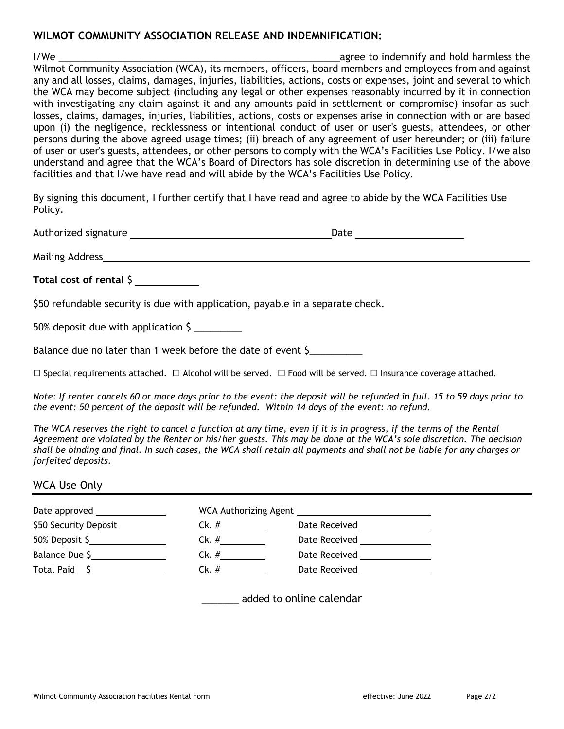## WILMOT COMMUNITY ASSOCIATION RELEASE AND INDEMNIFICATION:

I/We ________________________________________________________agree to indemnify and hold harmless the Wilmot Community Association (WCA), its members, officers, board members and employees from and against any and all losses, claims, damages, injuries, liabilities, actions, costs or expenses, joint and several to which the WCA may become subject (including any legal or other expenses reasonably incurred by it in connection with investigating any claim against it and any amounts paid in settlement or compromise) insofar as such losses, claims, damages, injuries, liabilities, actions, costs or expenses arise in connection with or are based upon (i) the negligence, recklessness or intentional conduct of user or user's guests, attendees, or other persons during the above agreed usage times; (ii) breach of any agreement of user hereunder; or (iii) failure of user or user's guests, attendees, or other persons to comply with the WCA's Facilities Use Policy. I/we also understand and agree that the WCA's Board of Directors has sole discretion in determining use of the above facilities and that I/we have read and will abide by the WCA's Facilities Use Policy.

By signing this document, I further certify that I have read and agree to abide by the WCA Facilities Use Policy.

Authorized signature ______________________________________ Date ____________________

Mailing Address ________________________________________________________________________________

**Total cost of rental** $ ___________

$50 refundable security is due with application, payable in a separate check.

50% deposit due with application $ _________

Balance due no later than 1 week before the date of event $__________

☐ Special requirements attached. ☐ Alcohol will be served. ☐ Food will be served. ☐ Insurance coverage attached.

*Note: If renter cancels 60 or more days prior to the event: the deposit will be refunded in full. 15 to 59 days prior to the event: 50 percent of the deposit will be refunded. Within 14 days of the event: no refund.*

*The WCA reserves the right to cancel a function at any time, even if it is in progress, if the terms of the Rental Agreement are violated by the Renter or his/her guests. This may be done at the WCA's sole discretion. The decision shall be binding and final. In such cases, the WCA shall retain all payments and shall not be liable for any charges or forfeited deposits.*

### WCA Use Only

| | | |
|---|---|---|
| Date approved ____________ | WCA Authorizing Agent ________________________ | |
| $50 Security Deposit | Ck. #_________ | Date Received ______________ |
| 50% Deposit $______________ | Ck. #_________ | Date Received ______________ |
| Balance Due $______________ | Ck. #_________ | Date Received ______________ |
| Total Paid $______________ | Ck. #_________ | Date Received ______________ |

_______ added to online calendar